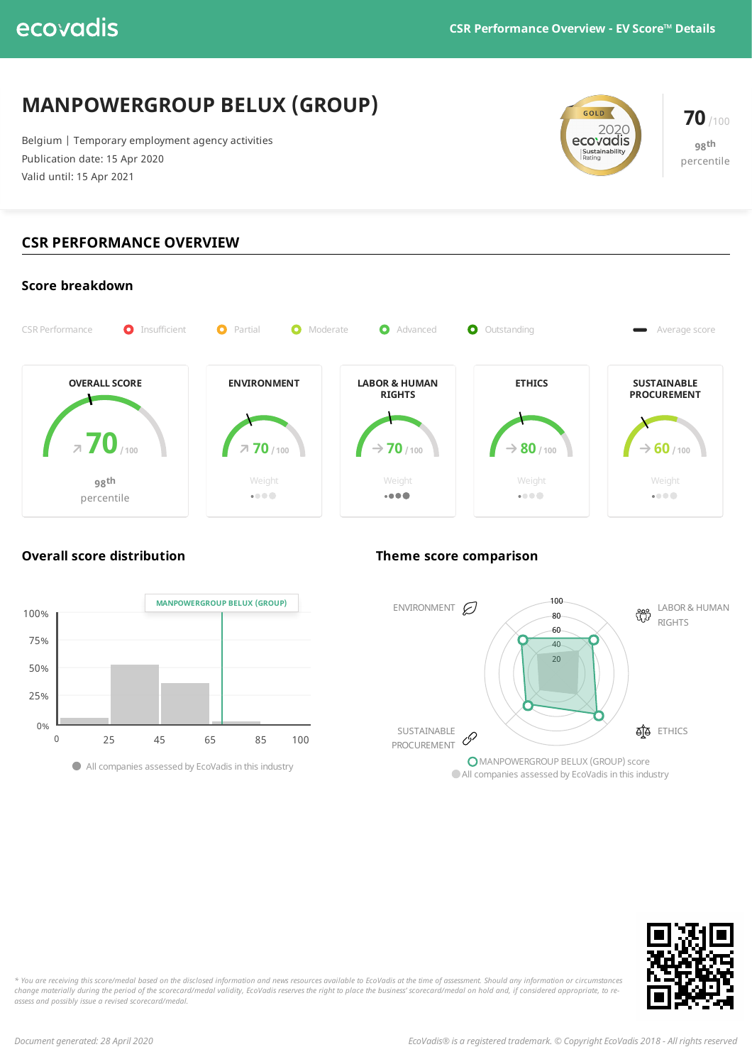ecovadis

CSR Performance Overview - EV Score™ Details

# MANPOWERGROUP BELUX (GROUP)

Belgium | Temporary employment agency activities
Publication date: 15 Apr 2020
Valid until: 15 Apr 2021

GOLD 2020 ecovadis Sustainability Rating

**70** /100
98th percentile

## CSR PERFORMANCE OVERVIEW

### Score breakdown

CSR Performance: Insufficient | Partial | Moderate | Advanced | Outstanding — Average score

| OVERALL SCORE | ENVIRONMENT | LABOR & HUMAN RIGHTS | ETHICS | SUSTAINABLE PROCUREMENT |
|---|---|---|---|---|
| 70 /100 | 70 /100 | 70 /100 | 80 /100 | 60 /100 |
| 98th percentile | Weight | Weight | Weight | Weight |

### Overall score distribution

MANPOWERGROUP BELUX (GROUP)

All companies assessed by EcoVadis in this industry

### Theme score comparison

ENVIRONMENT, LABOR & HUMAN RIGHTS, ETHICS, SUSTAINABLE PROCUREMENT

MANPOWERGROUP BELUX (GROUP) score
All companies assessed by EcoVadis in this industry

*\* You are receiving this score/medal based on the disclosed information and news resources available to EcoVadis at the time of assessment. Should any information or circumstances change materially during the period of the scorecard/medal validity, EcoVadis reserves the right to place the business' scorecard/medal on hold and, if considered appropriate, to re-assess and possibly issue a revised scorecard/medal.*

*Document generated: 28 April 2020*

*EcoVadis® is a registered trademark. © Copyright EcoVadis 2018 - All rights reserved*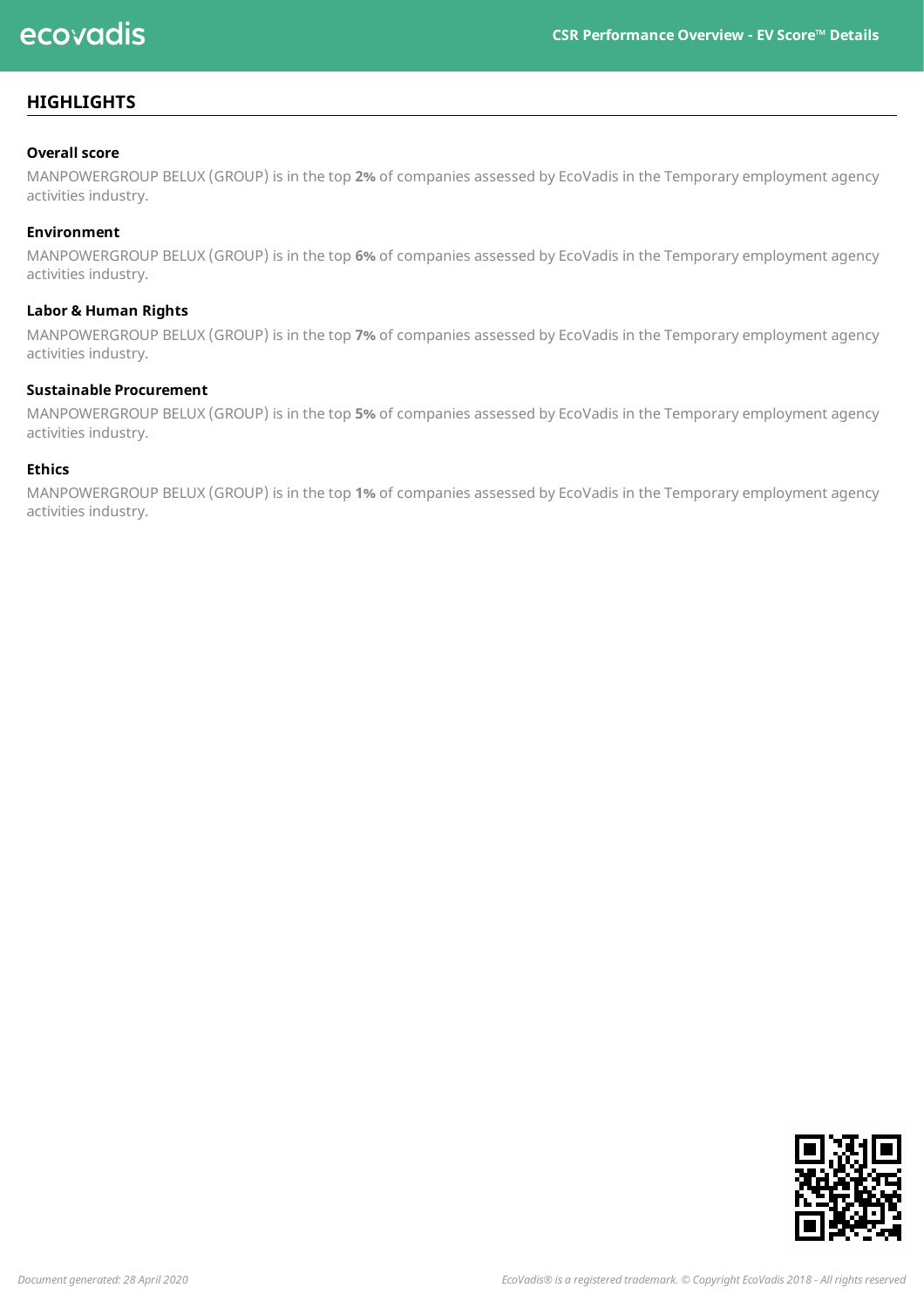## HIGHLIGHTS

### Overall score

MANPOWERGROUP BELUX (GROUP) is in the top **2%** of companies assessed by EcoVadis in the Temporary employment agency activities industry.

### Environment

MANPOWERGROUP BELUX (GROUP) is in the top **6%** of companies assessed by EcoVadis in the Temporary employment agency activities industry.

### Labor & Human Rights

MANPOWERGROUP BELUX (GROUP) is in the top **7%** of companies assessed by EcoVadis in the Temporary employment agency activities industry.

### Sustainable Procurement

MANPOWERGROUP BELUX (GROUP) is in the top **5%** of companies assessed by EcoVadis in the Temporary employment agency activities industry.

### Ethics

MANPOWERGROUP BELUX (GROUP) is in the top **1%** of companies assessed by EcoVadis in the Temporary employment agency activities industry.

*Document generated: 28 April 2020*